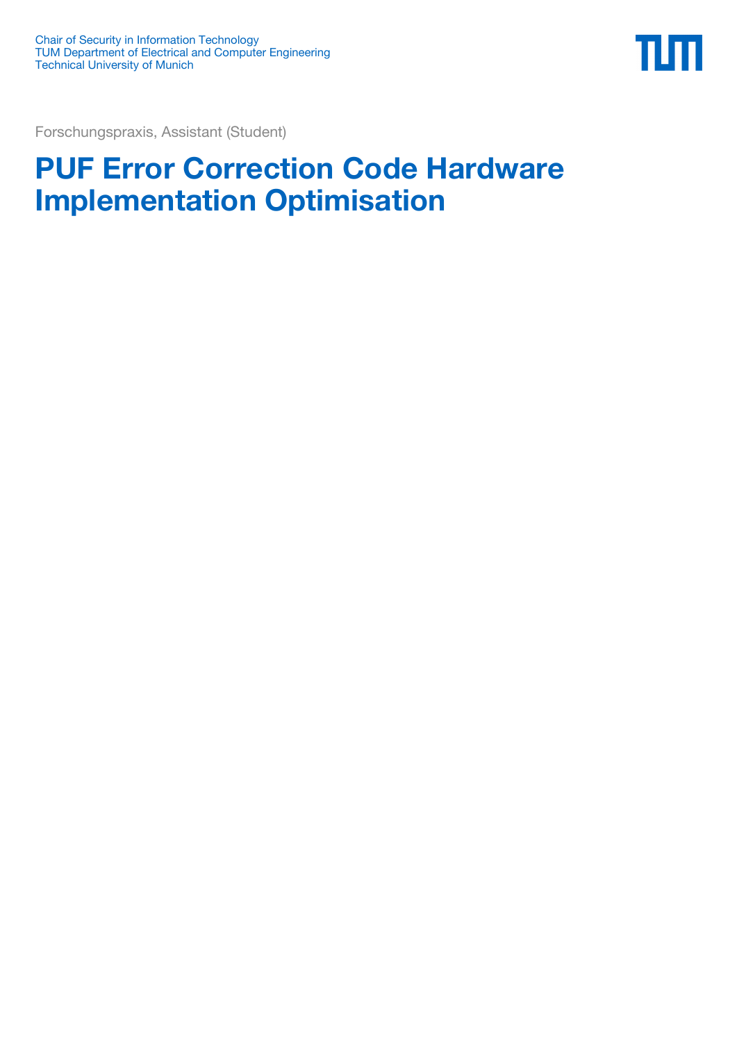Chair of Security in Information Technology
TUM Department of Electrical and Computer Engineering
Technical University of Munich

Forschungspraxis, Assistant (Student)

# PUF Error Correction Code Hardware Implementation Optimisation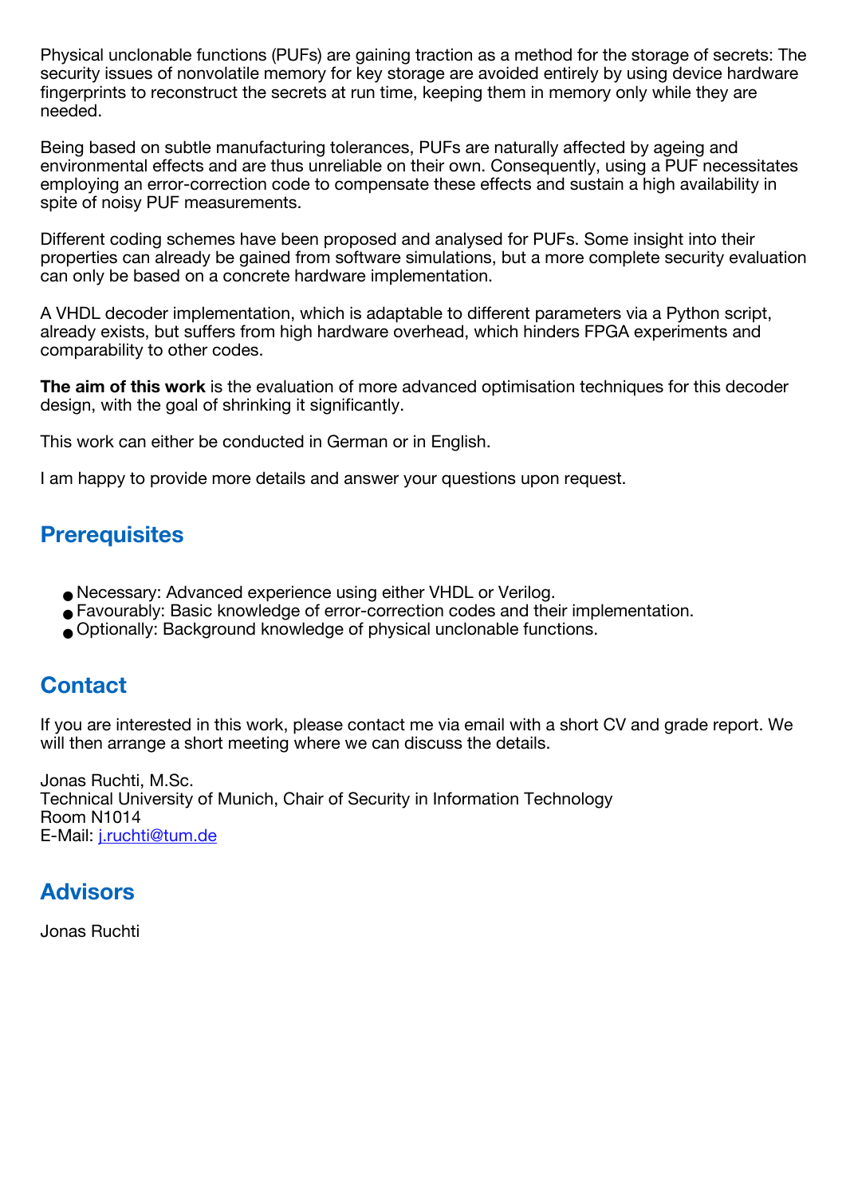Physical unclonable functions (PUFs) are gaining traction as a method for the storage of secrets: The security issues of nonvolatile memory for key storage are avoided entirely by using device hardware fingerprints to reconstruct the secrets at run time, keeping them in memory only while they are needed.

Being based on subtle manufacturing tolerances, PUFs are naturally affected by ageing and environmental effects and are thus unreliable on their own. Consequently, using a PUF necessitates employing an error-correction code to compensate these effects and sustain a high availability in spite of noisy PUF measurements.

Different coding schemes have been proposed and analysed for PUFs. Some insight into their properties can already be gained from software simulations, but a more complete security evaluation can only be based on a concrete hardware implementation.

A VHDL decoder implementation, which is adaptable to different parameters via a Python script, already exists, but suffers from high hardware overhead, which hinders FPGA experiments and comparability to other codes.

**The aim of this work** is the evaluation of more advanced optimisation techniques for this decoder design, with the goal of shrinking it significantly.

This work can either be conducted in German or in English.

I am happy to provide more details and answer your questions upon request.

## Prerequisites

- Necessary: Advanced experience using either VHDL or Verilog.
- Favourably: Basic knowledge of error-correction codes and their implementation.
- Optionally: Background knowledge of physical unclonable functions.

## Contact

If you are interested in this work, please contact me via email with a short CV and grade report. We will then arrange a short meeting where we can discuss the details.

Jonas Ruchti, M.Sc.
Technical University of Munich, Chair of Security in Information Technology
Room N1014
E-Mail: j.ruchti@tum.de

## Advisors

Jonas Ruchti